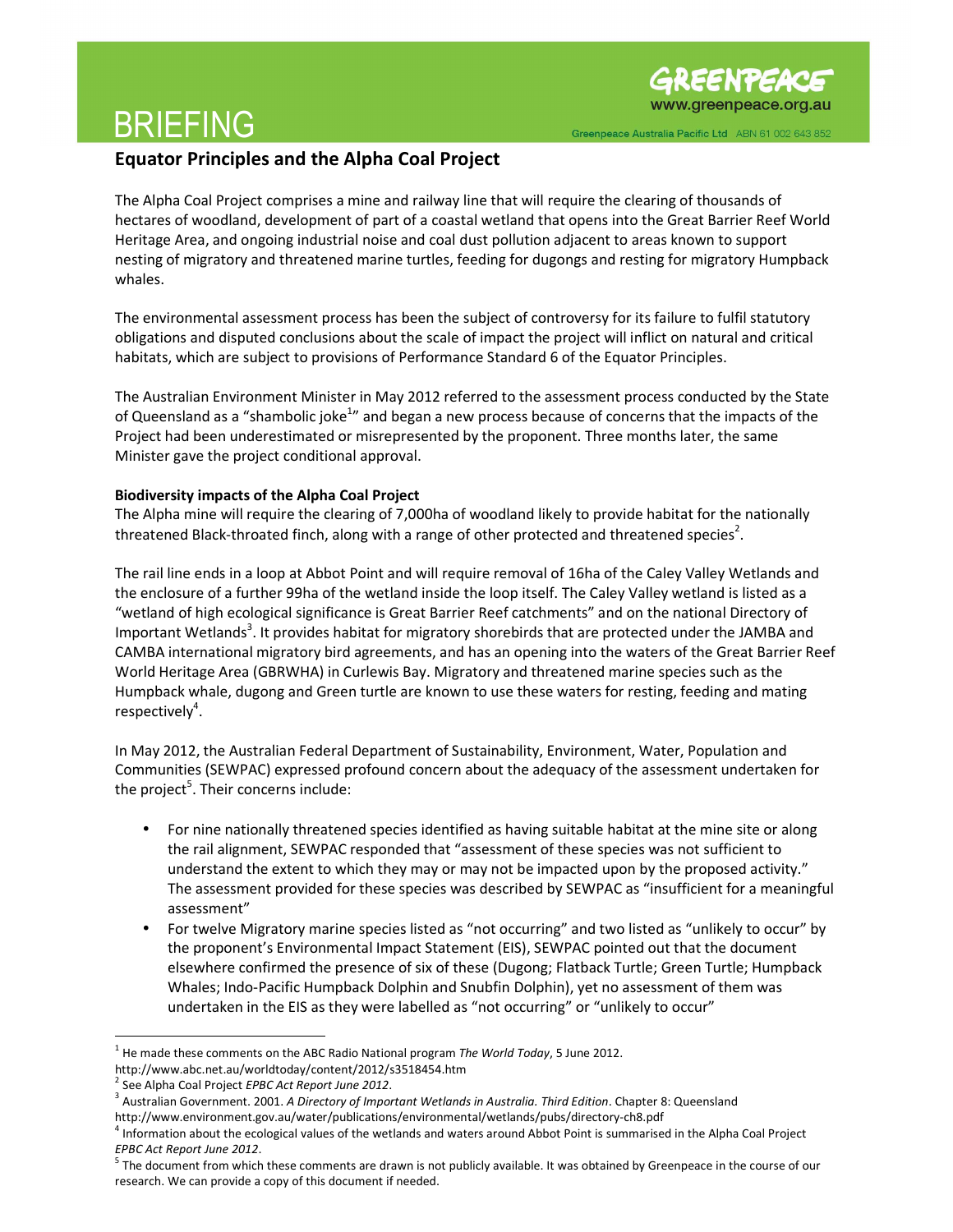BRIEFING

# Equator Principles and the Alpha Coal Project

The Alpha Coal Project comprises a mine and railway line that will require the clearing of thousands of hectares of woodland, development of part of a coastal wetland that opens into the Great Barrier Reef World Heritage Area, and ongoing industrial noise and coal dust pollution adjacent to areas known to support nesting of migratory and threatened marine turtles, feeding for dugongs and resting for migratory Humpback whales.

The environmental assessment process has been the subject of controversy for its failure to fulfil statutory obligations and disputed conclusions about the scale of impact the project will inflict on natural and critical habitats, which are subject to provisions of Performance Standard 6 of the Equator Principles.

The Australian Environment Minister in May 2012 referred to the assessment process conducted by the State of Queensland as a "shambolic joke[1]" and began a new process because of concerns that the impacts of the Project had been underestimated or misrepresented by the proponent. Three months later, the same Minister gave the project conditional approval.

**Biodiversity impacts of the Alpha Coal Project**

The Alpha mine will require the clearing of 7,000ha of woodland likely to provide habitat for the nationally threatened Black-throated finch, along with a range of other protected and threatened species[2].

The rail line ends in a loop at Abbot Point and will require removal of 16ha of the Caley Valley Wetlands and the enclosure of a further 99ha of the wetland inside the loop itself. The Caley Valley wetland is listed as a "wetland of high ecological significance is Great Barrier Reef catchments" and on the national Directory of Important Wetlands[3]. It provides habitat for migratory shorebirds that are protected under the JAMBA and CAMBA international migratory bird agreements, and has an opening into the waters of the Great Barrier Reef World Heritage Area (GBRWHA) in Curlewis Bay. Migratory and threatened marine species such as the Humpback whale, dugong and Green turtle are known to use these waters for resting, feeding and mating respectively[4].

In May 2012, the Australian Federal Department of Sustainability, Environment, Water, Population and Communities (SEWPAC) expressed profound concern about the adequacy of the assessment undertaken for the project[5]. Their concerns include:

- For nine nationally threatened species identified as having suitable habitat at the mine site or along the rail alignment, SEWPAC responded that "assessment of these species was not sufficient to understand the extent to which they may or may not be impacted upon by the proposed activity." The assessment provided for these species was described by SEWPAC as "insufficient for a meaningful assessment"
- For twelve Migratory marine species listed as "not occurring" and two listed as "unlikely to occur" by the proponent's Environmental Impact Statement (EIS), SEWPAC pointed out that the document elsewhere confirmed the presence of six of these (Dugong; Flatback Turtle; Green Turtle; Humpback Whales; Indo-Pacific Humpback Dolphin and Snubfin Dolphin), yet no assessment of them was undertaken in the EIS as they were labelled as "not occurring" or "unlikely to occur"

---

[1] He made these comments on the ABC Radio National program *The World Today*, 5 June 2012. http://www.abc.net.au/worldtoday/content/2012/s3518454.htm

[2] See Alpha Coal Project *EPBC Act Report June 2012*.

[3] Australian Government. 2001. *A Directory of Important Wetlands in Australia. Third Edition*. Chapter 8: Queensland http://www.environment.gov.au/water/publications/environmental/wetlands/pubs/directory-ch8.pdf

[4] Information about the ecological values of the wetlands and waters around Abbot Point is summarised in the Alpha Coal Project *EPBC Act Report June 2012*.

[5] The document from which these comments are drawn is not publicly available. It was obtained by Greenpeace in the course of our research. We can provide a copy of this document if needed.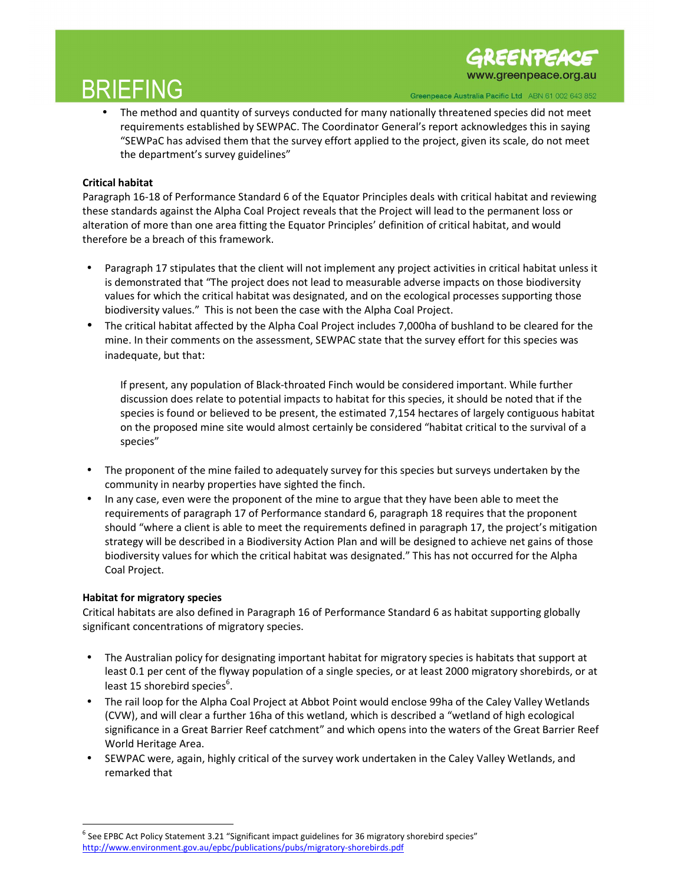- The method and quantity of surveys conducted for many nationally threatened species did not meet requirements established by SEWPAC. The Coordinator General's report acknowledges this in saying "SEWPaC has advised them that the survey effort applied to the project, given its scale, do not meet the department's survey guidelines"

**Critical habitat**

Paragraph 16-18 of Performance Standard 6 of the Equator Principles deals with critical habitat and reviewing these standards against the Alpha Coal Project reveals that the Project will lead to the permanent loss or alteration of more than one area fitting the Equator Principles' definition of critical habitat, and would therefore be a breach of this framework.

- Paragraph 17 stipulates that the client will not implement any project activities in critical habitat unless it is demonstrated that "The project does not lead to measurable adverse impacts on those biodiversity values for which the critical habitat was designated, and on the ecological processes supporting those biodiversity values." This is not been the case with the Alpha Coal Project.
- The critical habitat affected by the Alpha Coal Project includes 7,000ha of bushland to be cleared for the mine. In their comments on the assessment, SEWPAC state that the survey effort for this species was inadequate, but that:

  If present, any population of Black-throated Finch would be considered important. While further discussion does relate to potential impacts to habitat for this species, it should be noted that if the species is found or believed to be present, the estimated 7,154 hectares of largely contiguous habitat on the proposed mine site would almost certainly be considered "habitat critical to the survival of a species"

- The proponent of the mine failed to adequately survey for this species but surveys undertaken by the community in nearby properties have sighted the finch.
- In any case, even were the proponent of the mine to argue that they have been able to meet the requirements of paragraph 17 of Performance standard 6, paragraph 18 requires that the proponent should "where a client is able to meet the requirements defined in paragraph 17, the project's mitigation strategy will be described in a Biodiversity Action Plan and will be designed to achieve net gains of those biodiversity values for which the critical habitat was designated." This has not occurred for the Alpha Coal Project.

**Habitat for migratory species**

Critical habitats are also defined in Paragraph 16 of Performance Standard 6 as habitat supporting globally significant concentrations of migratory species.

- The Australian policy for designating important habitat for migratory species is habitats that support at least 0.1 per cent of the flyway population of a single species, or at least 2000 migratory shorebirds, or at least 15 shorebird species[6].
- The rail loop for the Alpha Coal Project at Abbot Point would enclose 99ha of the Caley Valley Wetlands (CVW), and will clear a further 16ha of this wetland, which is described a "wetland of high ecological significance in a Great Barrier Reef catchment" and which opens into the waters of the Great Barrier Reef World Heritage Area.
- SEWPAC were, again, highly critical of the survey work undertaken in the Caley Valley Wetlands, and remarked that

[6] See EPBC Act Policy Statement 3.21 "Significant impact guidelines for 36 migratory shorebird species" http://www.environment.gov.au/epbc/publications/pubs/migratory-shorebirds.pdf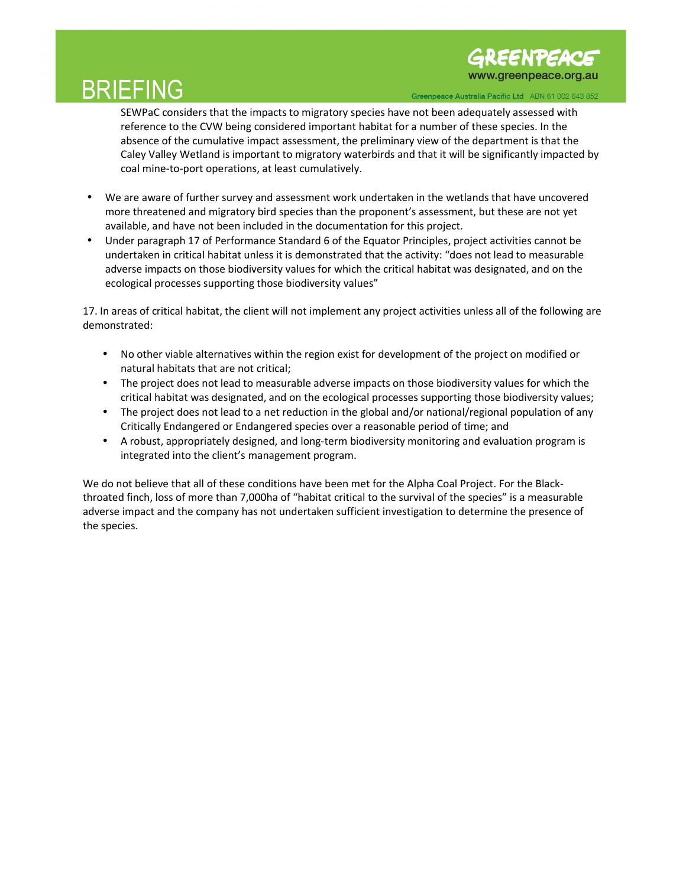SEWPaC considers that the impacts to migratory species have not been adequately assessed with reference to the CVW being considered important habitat for a number of these species. In the absence of the cumulative impact assessment, the preliminary view of the department is that the Caley Valley Wetland is important to migratory waterbirds and that it will be significantly impacted by coal mine-to-port operations, at least cumulatively.

- We are aware of further survey and assessment work undertaken in the wetlands that have uncovered more threatened and migratory bird species than the proponent's assessment, but these are not yet available, and have not been included in the documentation for this project.
- Under paragraph 17 of Performance Standard 6 of the Equator Principles, project activities cannot be undertaken in critical habitat unless it is demonstrated that the activity: "does not lead to measurable adverse impacts on those biodiversity values for which the critical habitat was designated, and on the ecological processes supporting those biodiversity values"

17. In areas of critical habitat, the client will not implement any project activities unless all of the following are demonstrated:

- No other viable alternatives within the region exist for development of the project on modified or natural habitats that are not critical;
- The project does not lead to measurable adverse impacts on those biodiversity values for which the critical habitat was designated, and on the ecological processes supporting those biodiversity values;
- The project does not lead to a net reduction in the global and/or national/regional population of any Critically Endangered or Endangered species over a reasonable period of time; and
- A robust, appropriately designed, and long-term biodiversity monitoring and evaluation program is integrated into the client's management program.

We do not believe that all of these conditions have been met for the Alpha Coal Project. For the Black-throated finch, loss of more than 7,000ha of "habitat critical to the survival of the species" is a measurable adverse impact and the company has not undertaken sufficient investigation to determine the presence of the species.